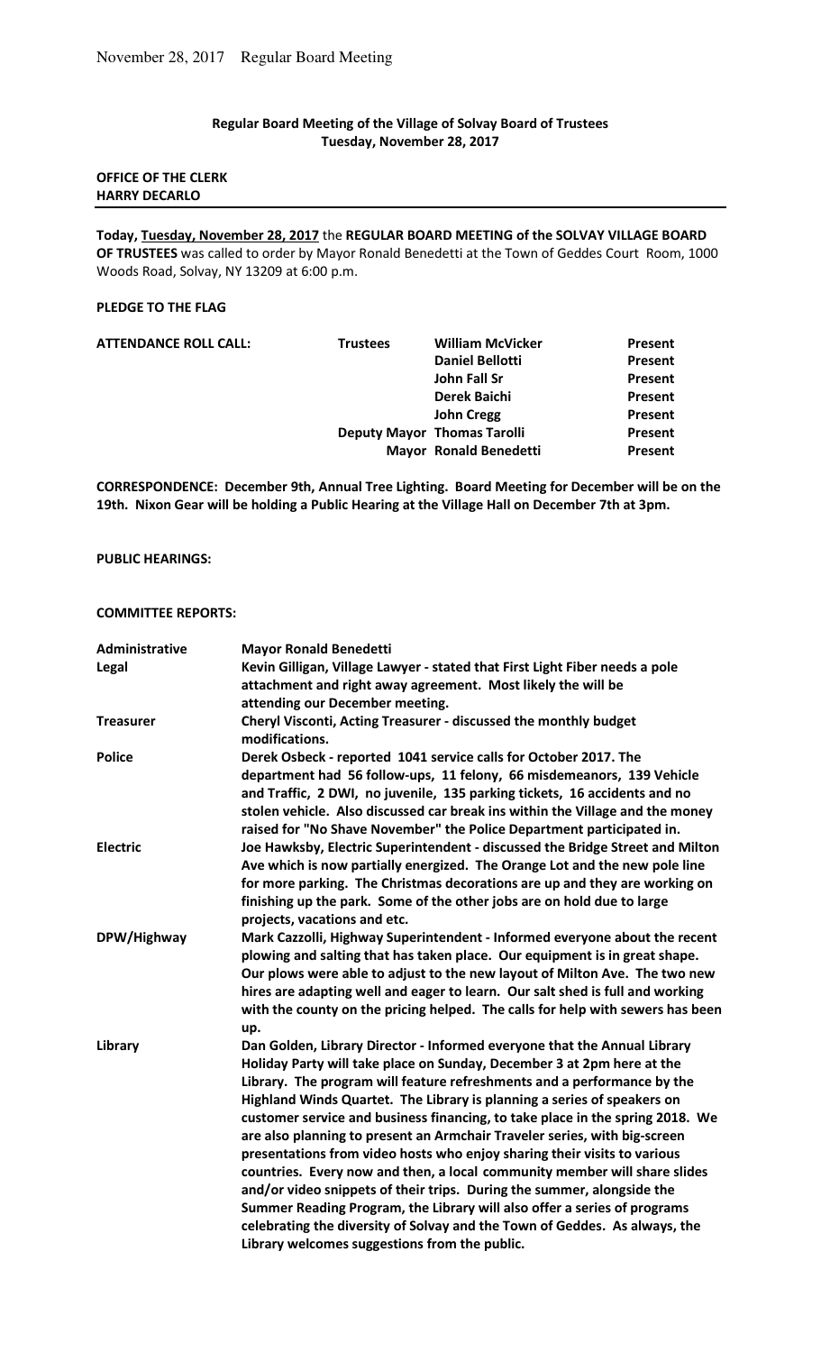**Regular Board Meeting of the Village of Solvay Board of Trustees**
**Tuesday, November 28, 2017**

**OFFICE OF THE CLERK**
**HARRY DECARLO**

---

**Today, Tuesday, November 28, 2017** the **REGULAR BOARD MEETING of the SOLVAY VILLAGE BOARD OF TRUSTEES** was called to order by Mayor Ronald Benedetti at the Town of Geddes Court Room, 1000 Woods Road, Solvay, NY 13209 at 6:00 p.m.

**PLEDGE TO THE FLAG**

| **ATTENDANCE ROLL CALL:** | **Trustees** | **William McVicker** | **Present** |
|---|---|---|---|
| | | **Daniel Bellotti** | **Present** |
| | | **John Fall Sr** | **Present** |
| | | **Derek Baichi** | **Present** |
| | | **John Cregg** | **Present** |
| | **Deputy Mayor** | **Thomas Tarolli** | **Present** |
| | **Mayor** | **Ronald Benedetti** | **Present** |

**CORRESPONDENCE: December 9th, Annual Tree Lighting. Board Meeting for December will be on the 19th. Nixon Gear will be holding a Public Hearing at the Village Hall on December 7th at 3pm.**

**PUBLIC HEARINGS:**

**COMMITTEE REPORTS:**

| | |
|---|---|
| **Administrative** | **Mayor Ronald Benedetti** |
| **Legal** | **Kevin Gilligan, Village Lawyer - stated that First Light Fiber needs a pole attachment and right away agreement. Most likely the will be attending our December meeting.** |
| **Treasurer** | **Cheryl Visconti, Acting Treasurer - discussed the monthly budget modifications.** |
| **Police** | **Derek Osbeck - reported 1041 service calls for October 2017. The department had 56 follow-ups, 11 felony, 66 misdemeanors, 139 Vehicle and Traffic, 2 DWI, no juvenile, 135 parking tickets, 16 accidents and no stolen vehicle. Also discussed car break ins within the Village and the money raised for "No Shave November" the Police Department participated in.** |
| **Electric** | **Joe Hawksby, Electric Superintendent - discussed the Bridge Street and Milton Ave which is now partially energized. The Orange Lot and the new pole line for more parking. The Christmas decorations are up and they are working on finishing up the park. Some of the other jobs are on hold due to large projects, vacations and etc.** |
| **DPW/Highway** | **Mark Cazzolli, Highway Superintendent - Informed everyone about the recent plowing and salting that has taken place. Our equipment is in great shape. Our plows were able to adjust to the new layout of Milton Ave. The two new hires are adapting well and eager to learn. Our salt shed is full and working with the county on the pricing helped. The calls for help with sewers has been up.** |
| **Library** | **Dan Golden, Library Director - Informed everyone that the Annual Library Holiday Party will take place on Sunday, December 3 at 2pm here at the Library. The program will feature refreshments and a performance by the Highland Winds Quartet. The Library is planning a series of speakers on customer service and business financing, to take place in the spring 2018. We are also planning to present an Armchair Traveler series, with big-screen presentations from video hosts who enjoy sharing their visits to various countries. Every now and then, a local community member will share slides and/or video snippets of their trips. During the summer, alongside the Summer Reading Program, the Library will also offer a series of programs celebrating the diversity of Solvay and the Town of Geddes. As always, the Library welcomes suggestions from the public.** |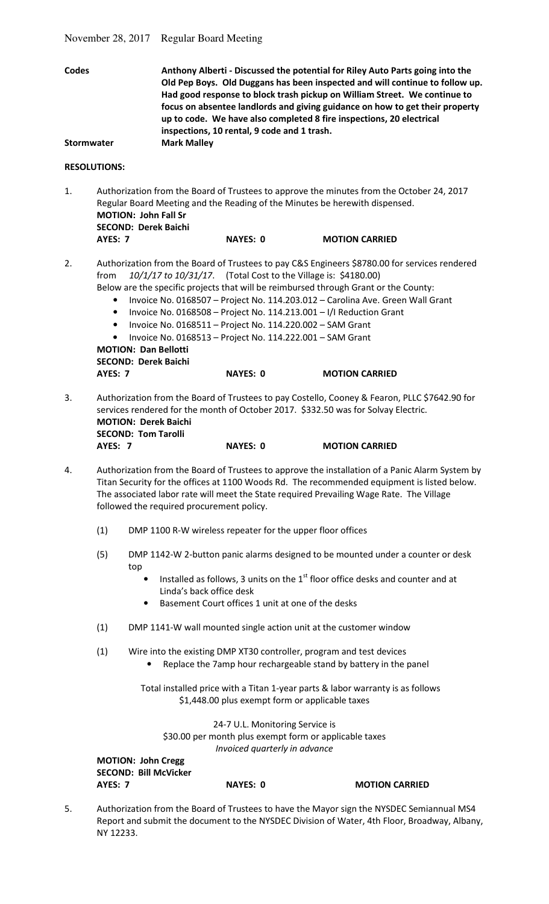**Codes** **Anthony Alberti - Discussed the potential for Riley Auto Parts going into the Old Pep Boys. Old Duggans has been inspected and will continue to follow up. Had good response to block trash pickup on William Street. We continue to focus on absentee landlords and giving guidance on how to get their property up to code. We have also completed 8 fire inspections, 20 electrical inspections, 10 rental, 9 code and 1 trash.**

**Stormwater** **Mark Malley**

**RESOLUTIONS:**

1. Authorization from the Board of Trustees to approve the minutes from the October 24, 2017 Regular Board Meeting and the Reading of the Minutes be herewith dispensed.
   **MOTION: John Fall Sr**
   **SECOND: Derek Baichi**
   **AYES: 7** **NAYES: 0** **MOTION CARRIED**

2. Authorization from the Board of Trustees to pay C&S Engineers $8780.00 for services rendered from *10/1/17 to 10/31/17*. (Total Cost to the Village is: $4180.00)
   Below are the specific projects that will be reimbursed through Grant or the County:
   - Invoice No. 0168507 – Project No. 114.203.012 – Carolina Ave. Green Wall Grant
   - Invoice No. 0168508 – Project No. 114.213.001 – I/I Reduction Grant
   - Invoice No. 0168511 – Project No. 114.220.002 – SAM Grant
   - Invoice No. 0168513 – Project No. 114.222.001 – SAM Grant

   **MOTION: Dan Bellotti**
   **SECOND: Derek Baichi**
   **AYES: 7** **NAYES: 0** **MOTION CARRIED**

3. Authorization from the Board of Trustees to pay Costello, Cooney & Fearon, PLLC $7642.90 for services rendered for the month of October 2017. $332.50 was for Solvay Electric.
   **MOTION: Derek Baichi**
   **SECOND: Tom Tarolli**
   **AYES: 7** **NAYES: 0** **MOTION CARRIED**

4. Authorization from the Board of Trustees to approve the installation of a Panic Alarm System by Titan Security for the offices at 1100 Woods Rd. The recommended equipment is listed below. The associated labor rate will meet the State required Prevailing Wage Rate. The Village followed the required procurement policy.

   (1) DMP 1100 R-W wireless repeater for the upper floor offices

   (5) DMP 1142-W 2-button panic alarms designed to be mounted under a counter or desk top
   - Installed as follows, 3 units on the 1st floor office desks and counter and at Linda's back office desk
   - Basement Court offices 1 unit at one of the desks

   (1) DMP 1141-W wall mounted single action unit at the customer window

   (1) Wire into the existing DMP XT30 controller, program and test devices
   - Replace the 7amp hour rechargeable stand by battery in the panel

   Total installed price with a Titan 1-year parts & labor warranty is as follows
   $1,448.00 plus exempt form or applicable taxes

   24-7 U.L. Monitoring Service is
   $30.00 per month plus exempt form or applicable taxes
   *Invoiced quarterly in advance*

   **MOTION: John Cregg**
   **SECOND: Bill McVicker**
   **AYES: 7** **NAYES: 0** **MOTION CARRIED**

5. Authorization from the Board of Trustees to have the Mayor sign the NYSDEC Semiannual MS4 Report and submit the document to the NYSDEC Division of Water, 4th Floor, Broadway, Albany, NY 12233.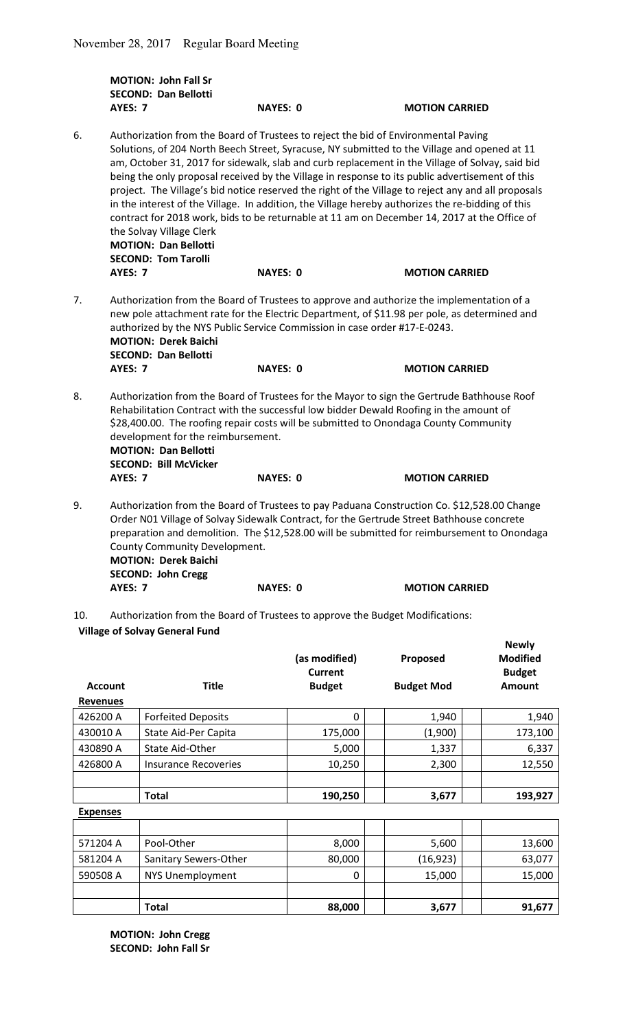**MOTION: John Fall Sr**
**SECOND: Dan Bellotti**
**AYES: 7** **NAYES: 0** **MOTION CARRIED**

6. Authorization from the Board of Trustees to reject the bid of Environmental Paving Solutions, of 204 North Beech Street, Syracuse, NY submitted to the Village and opened at 11 am, October 31, 2017 for sidewalk, slab and curb replacement in the Village of Solvay, said bid being the only proposal received by the Village in response to its public advertisement of this project. The Village's bid notice reserved the right of the Village to reject any and all proposals in the interest of the Village. In addition, the Village hereby authorizes the re-bidding of this contract for 2018 work, bids to be returnable at 11 am on December 14, 2017 at the Office of the Solvay Village Clerk
**MOTION: Dan Bellotti**
**SECOND: Tom Tarolli**
**AYES: 7** **NAYES: 0** **MOTION CARRIED**

7. Authorization from the Board of Trustees to approve and authorize the implementation of a new pole attachment rate for the Electric Department, of $11.98 per pole, as determined and authorized by the NYS Public Service Commission in case order #17-E-0243.
**MOTION: Derek Baichi**
**SECOND: Dan Bellotti**
**AYES: 7** **NAYES: 0** **MOTION CARRIED**

8. Authorization from the Board of Trustees for the Mayor to sign the Gertrude Bathhouse Roof Rehabilitation Contract with the successful low bidder Dewald Roofing in the amount of $28,400.00. The roofing repair costs will be submitted to Onondaga County Community development for the reimbursement.
**MOTION: Dan Bellotti**
**SECOND: Bill McVicker**
**AYES: 7** **NAYES: 0** **MOTION CARRIED**

9. Authorization from the Board of Trustees to pay Paduana Construction Co. $12,528.00 Change Order N01 Village of Solvay Sidewalk Contract, for the Gertrude Street Bathhouse concrete preparation and demolition. The $12,528.00 will be submitted for reimbursement to Onondaga County Community Development.
**MOTION: Derek Baichi**
**SECOND: John Cregg**
**AYES: 7** **NAYES: 0** **MOTION CARRIED**

10. Authorization from the Board of Trustees to approve the Budget Modifications:

**Village of Solvay General Fund**

| Account | Title | (as modified) Current Budget | Proposed Budget Mod | Newly Modified Budget Amount |
|---|---|---|---|---|
| **Revenues** | | | | |
| 426200 A | Forfeited Deposits | 0 | 1,940 | 1,940 |
| 430010 A | State Aid-Per Capita | 175,000 | (1,900) | 173,100 |
| 430890 A | State Aid-Other | 5,000 | 1,337 | 6,337 |
| 426800 A | Insurance Recoveries | 10,250 | 2,300 | 12,550 |
| | | | | |
| | **Total** | **190,250** | **3,677** | **193,927** |
| **Expenses** | | | | |
| | | | | |
| 571204 A | Pool-Other | 8,000 | 5,600 | 13,600 |
| 581204 A | Sanitary Sewers-Other | 80,000 | (16,923) | 63,077 |
| 590508 A | NYS Unemployment | 0 | 15,000 | 15,000 |
| | | | | |
| | **Total** | **88,000** | **3,677** | **91,677** |

**MOTION: John Cregg**
**SECOND: John Fall Sr**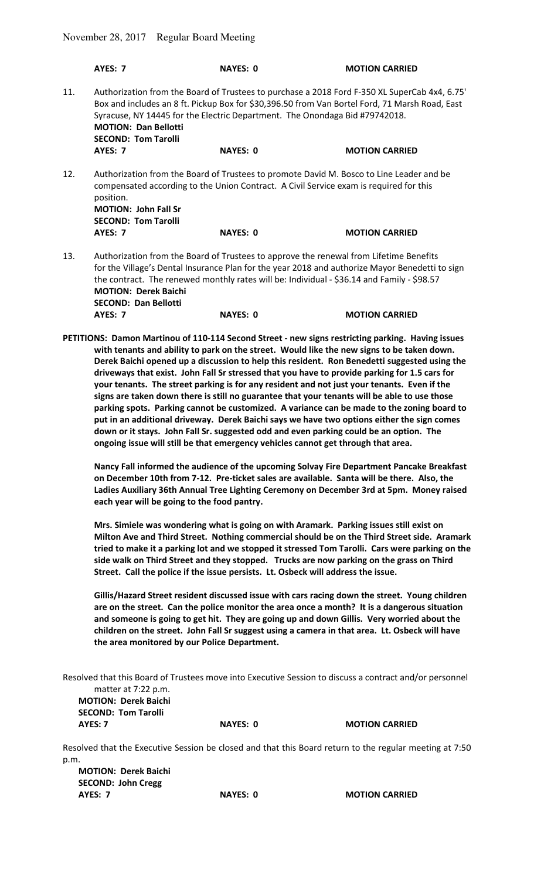**AYES: 7** **NAYES: 0** **MOTION CARRIED**

11. Authorization from the Board of Trustees to purchase a 2018 Ford F-350 XL SuperCab 4x4, 6.75' Box and includes an 8 ft. Pickup Box for $30,396.50 from Van Bortel Ford, 71 Marsh Road, East Syracuse, NY 14445 for the Electric Department. The Onondaga Bid #79742018.
**MOTION: Dan Bellotti**
**SECOND: Tom Tarolli**
**AYES: 7** **NAYES: 0** **MOTION CARRIED**

12. Authorization from the Board of Trustees to promote David M. Bosco to Line Leader and be compensated according to the Union Contract. A Civil Service exam is required for this position.
**MOTION: John Fall Sr**
**SECOND: Tom Tarolli**
**AYES: 7** **NAYES: 0** **MOTION CARRIED**

13. Authorization from the Board of Trustees to approve the renewal from Lifetime Benefits for the Village's Dental Insurance Plan for the year 2018 and authorize Mayor Benedetti to sign the contract. The renewed monthly rates will be: Individual - $36.14 and Family - $98.57
**MOTION: Derek Baichi**
**SECOND: Dan Bellotti**
**AYES: 7** **NAYES: 0** **MOTION CARRIED**

**PETITIONS: Damon Martinou of 110-114 Second Street - new signs restricting parking. Having issues with tenants and ability to park on the street. Would like the new signs to be taken down. Derek Baichi opened up a discussion to help this resident. Ron Benedetti suggested using the driveways that exist. John Fall Sr stressed that you have to provide parking for 1.5 cars for your tenants. The street parking is for any resident and not just your tenants. Even if the signs are taken down there is still no guarantee that your tenants will be able to use those parking spots. Parking cannot be customized. A variance can be made to the zoning board to put in an additional driveway. Derek Baichi says we have two options either the sign comes down or it stays. John Fall Sr. suggested odd and even parking could be an option. The ongoing issue will still be that emergency vehicles cannot get through that area.**

**Nancy Fall informed the audience of the upcoming Solvay Fire Department Pancake Breakfast on December 10th from 7-12. Pre-ticket sales are available. Santa will be there. Also, the Ladies Auxiliary 36th Annual Tree Lighting Ceremony on December 3rd at 5pm. Money raised each year will be going to the food pantry.**

**Mrs. Simiele was wondering what is going on with Aramark. Parking issues still exist on Milton Ave and Third Street. Nothing commercial should be on the Third Street side. Aramark tried to make it a parking lot and we stopped it stressed Tom Tarolli. Cars were parking on the side walk on Third Street and they stopped. Trucks are now parking on the grass on Third Street. Call the police if the issue persists. Lt. Osbeck will address the issue.**

**Gillis/Hazard Street resident discussed issue with cars racing down the street. Young children are on the street. Can the police monitor the area once a month? It is a dangerous situation and someone is going to get hit. They are going up and down Gillis. Very worried about the children on the street. John Fall Sr suggest using a camera in that area. Lt. Osbeck will have the area monitored by our Police Department.**

Resolved that this Board of Trustees move into Executive Session to discuss a contract and/or personnel matter at 7:22 p.m.
**MOTION: Derek Baichi**
**SECOND: Tom Tarolli**
**AYES: 7** **NAYES: 0** **MOTION CARRIED**

Resolved that the Executive Session be closed and that this Board return to the regular meeting at 7:50 p.m.
**MOTION: Derek Baichi**
**SECOND: John Cregg**
**AYES: 7** **NAYES: 0** **MOTION CARRIED**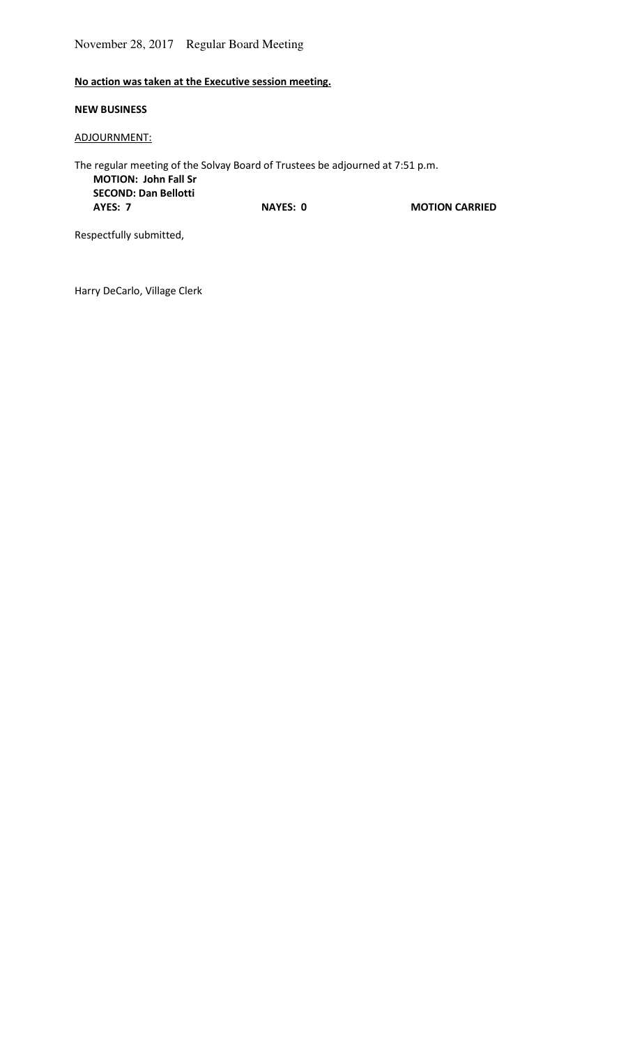**<u>No action was taken at the Executive session meeting.</u>**

**NEW BUSINESS**

<u>ADJOURNMENT:</u>

The regular meeting of the Solvay Board of Trustees be adjourned at 7:51 p.m.

**MOTION: John Fall Sr**
**SECOND: Dan Bellotti**
**AYES: 7** **NAYES: 0** **MOTION CARRIED**

Respectfully submitted,

Harry DeCarlo, Village Clerk